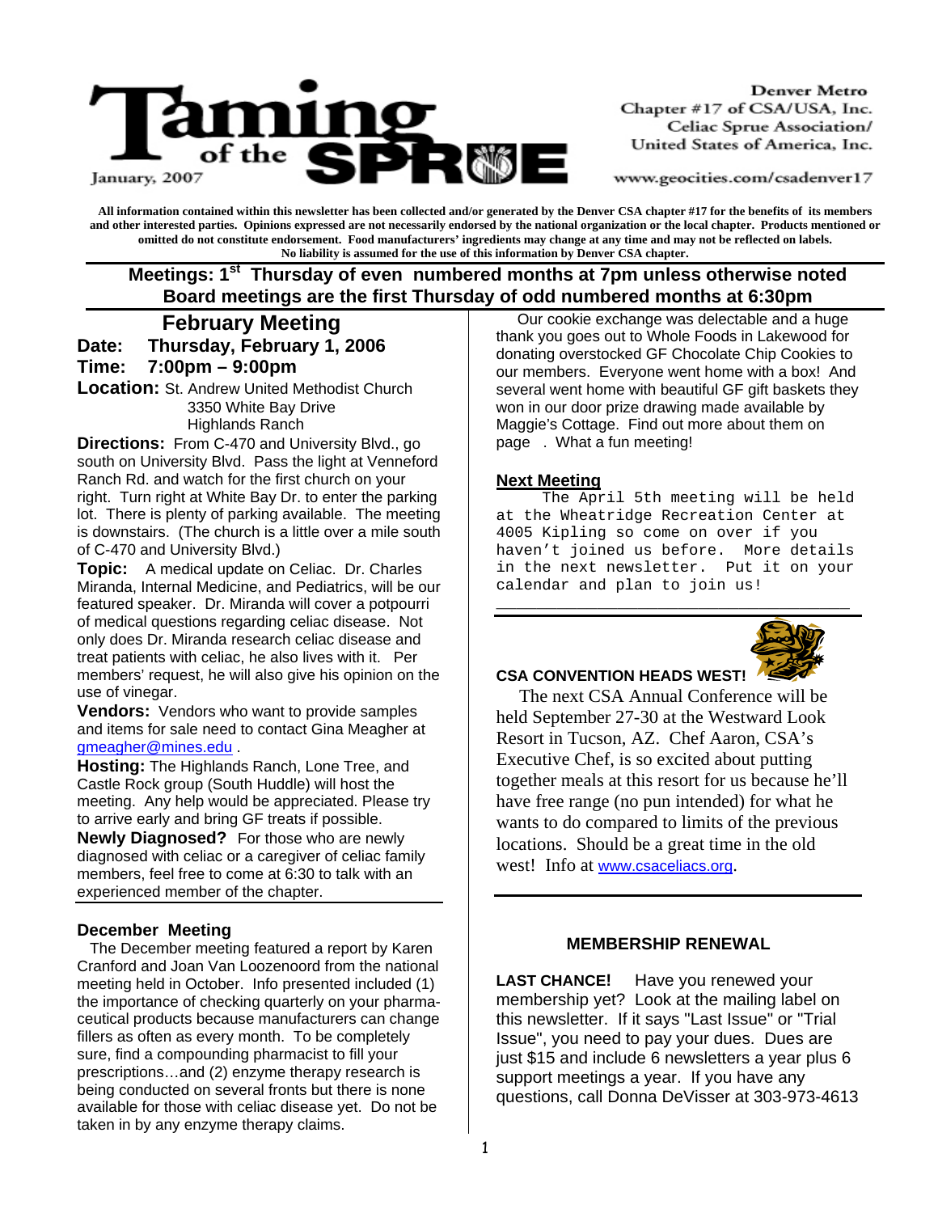# Taming of the SPRUE

January, 2007

Denver Metro
Chapter #17 of CSA/USA, Inc.
Celiac Sprue Association/
United States of America, Inc.

www.geocities.com/csadenver17

**All information contained within this newsletter has been collected and/or generated by the Denver CSA chapter #17 for the benefits of its members and other interested parties. Opinions expressed are not necessarily endorsed by the national organization or the local chapter. Products mentioned or omitted do not constitute endorsement. Food manufacturers' ingredients may change at any time and may not be reflected on labels. No liability is assumed for the use of this information by Denver CSA chapter.**

**Meetings: 1st Thursday of even numbered months at 7pm unless otherwise noted**
**Board meetings are the first Thursday of odd numbered months at 6:30pm**

## February Meeting

**Date: Thursday, February 1, 2006**
**Time: 7:00pm – 9:00pm**

**Location:** St. Andrew United Methodist Church
3350 White Bay Drive
Highlands Ranch

**Directions:** From C-470 and University Blvd., go south on University Blvd. Pass the light at Venneford Ranch Rd. and watch for the first church on your right. Turn right at White Bay Dr. to enter the parking lot. There is plenty of parking available. The meeting is downstairs. (The church is a little over a mile south of C-470 and University Blvd.)

**Topic:** A medical update on Celiac. Dr. Charles Miranda, Internal Medicine, and Pediatrics, will be our featured speaker. Dr. Miranda will cover a potpourri of medical questions regarding celiac disease. Not only does Dr. Miranda research celiac disease and treat patients with celiac, he also lives with it. Per members' request, he will also give his opinion on the use of vinegar.

**Vendors:** Vendors who want to provide samples and items for sale need to contact Gina Meagher at gmeagher@mines.edu .

**Hosting:** The Highlands Ranch, Lone Tree, and Castle Rock group (South Huddle) will host the meeting. Any help would be appreciated. Please try to arrive early and bring GF treats if possible.

**Newly Diagnosed?** For those who are newly diagnosed with celiac or a caregiver of celiac family members, feel free to come at 6:30 to talk with an experienced member of the chapter.

## December Meeting

The December meeting featured a report by Karen Cranford and Joan Van Loozenoord from the national meeting held in October. Info presented included (1) the importance of checking quarterly on your pharmaceutical products because manufacturers can change fillers as often as every month. To be completely sure, find a compounding pharmacist to fill your prescriptions…and (2) enzyme therapy research is being conducted on several fronts but there is none available for those with celiac disease yet. Do not be taken in by any enzyme therapy claims.

Our cookie exchange was delectable and a huge thank you goes out to Whole Foods in Lakewood for donating overstocked GF Chocolate Chip Cookies to our members. Everyone went home with a box! And several went home with beautiful GF gift baskets they won in our door prize drawing made available by Maggie's Cottage. Find out more about them on page . What a fun meeting!

## Next Meeting

The April 5th meeting will be held at the Wheatridge Recreation Center at 4005 Kipling so come on over if you haven't joined us before. More details in the next newsletter. Put it on your calendar and plan to join us!

## CSA CONVENTION HEADS WEST!

The next CSA Annual Conference will be held September 27-30 at the Westward Look Resort in Tucson, AZ. Chef Aaron, CSA's Executive Chef, is so excited about putting together meals at this resort for us because he'll have free range (no pun intended) for what he wants to do compared to limits of the previous locations. Should be a great time in the old west! Info at www.csaceliacs.org.

## MEMBERSHIP RENEWAL

**LAST CHANCE!** Have you renewed your membership yet? Look at the mailing label on this newsletter. If it says "Last Issue" or "Trial Issue", you need to pay your dues. Dues are just $15 and include 6 newsletters a year plus 6 support meetings a year. If you have any questions, call Donna DeVisser at 303-973-4613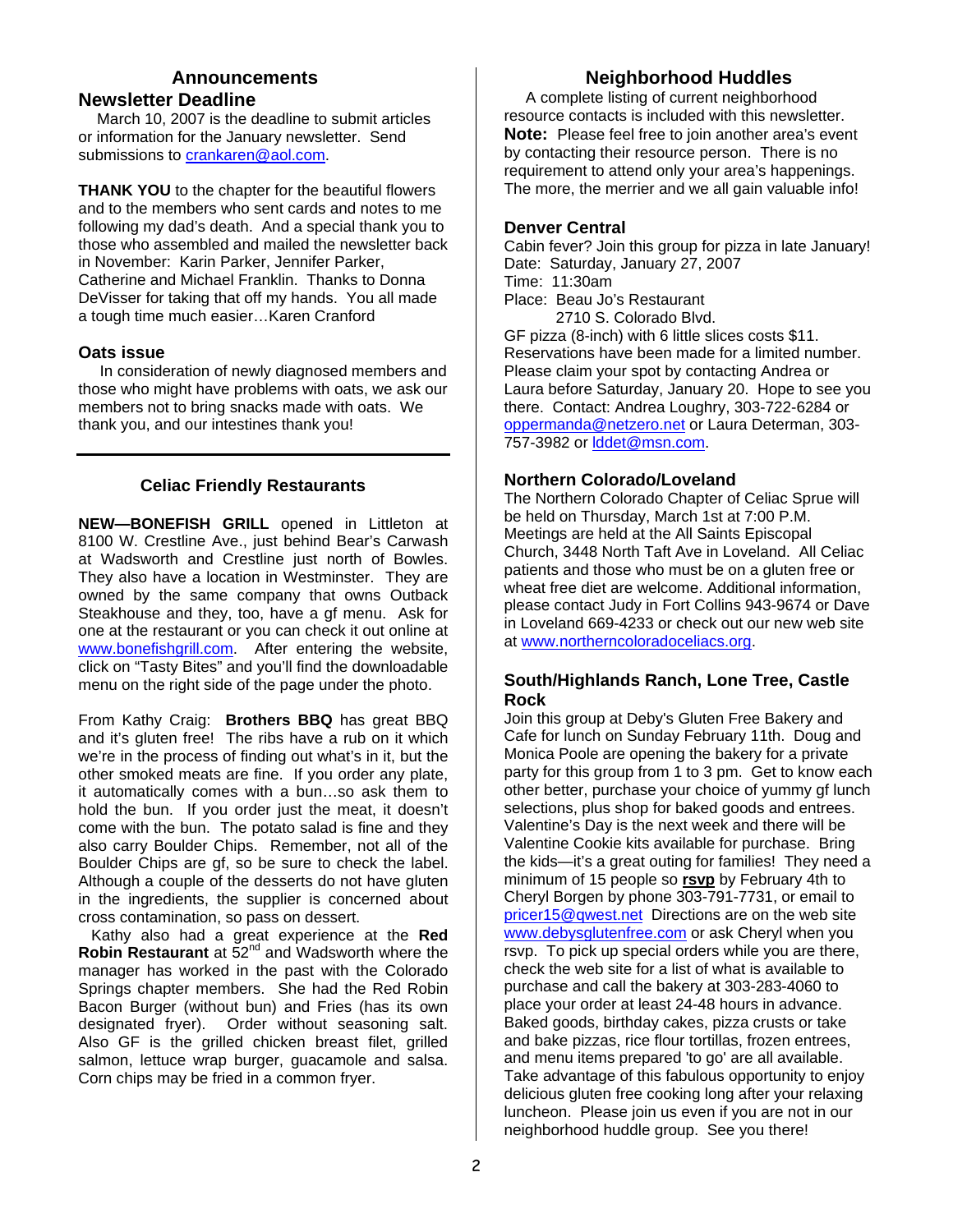## Announcements

### Newsletter Deadline

March 10, 2007 is the deadline to submit articles or information for the January newsletter. Send submissions to crankaren@aol.com.

**THANK YOU** to the chapter for the beautiful flowers and to the members who sent cards and notes to me following my dad's death. And a special thank you to those who assembled and mailed the newsletter back in November: Karin Parker, Jennifer Parker, Catherine and Michael Franklin. Thanks to Donna DeVisser for taking that off my hands. You all made a tough time much easier…Karen Cranford

### Oats issue

In consideration of newly diagnosed members and those who might have problems with oats, we ask our members not to bring snacks made with oats. We thank you, and our intestines thank you!

---

## Celiac Friendly Restaurants

**NEW—BONEFISH GRILL** opened in Littleton at 8100 W. Crestline Ave., just behind Bear's Carwash at Wadsworth and Crestline just north of Bowles. They also have a location in Westminster. They are owned by the same company that owns Outback Steakhouse and they, too, have a gf menu. Ask for one at the restaurant or you can check it out online at www.bonefishgrill.com. After entering the website, click on "Tasty Bites" and you'll find the downloadable menu on the right side of the page under the photo.

From Kathy Craig: **Brothers BBQ** has great BBQ and it's gluten free! The ribs have a rub on it which we're in the process of finding out what's in it, but the other smoked meats are fine. If you order any plate, it automatically comes with a bun…so ask them to hold the bun. If you order just the meat, it doesn't come with the bun. The potato salad is fine and they also carry Boulder Chips. Remember, not all of the Boulder Chips are gf, so be sure to check the label. Although a couple of the desserts do not have gluten in the ingredients, the supplier is concerned about cross contamination, so pass on dessert.

Kathy also had a great experience at the **Red Robin Restaurant** at 52nd and Wadsworth where the manager has worked in the past with the Colorado Springs chapter members. She had the Red Robin Bacon Burger (without bun) and Fries (has its own designated fryer). Order without seasoning salt. Also GF is the grilled chicken breast filet, grilled salmon, lettuce wrap burger, guacamole and salsa. Corn chips may be fried in a common fryer.

## Neighborhood Huddles

A complete listing of current neighborhood resource contacts is included with this newsletter. **Note:** Please feel free to join another area's event by contacting their resource person. There is no requirement to attend only your area's happenings. The more, the merrier and we all gain valuable info!

### Denver Central

Cabin fever? Join this group for pizza in late January!
Date: Saturday, January 27, 2007
Time: 11:30am
Place: Beau Jo's Restaurant
2710 S. Colorado Blvd.
GF pizza (8-inch) with 6 little slices costs $11. Reservations have been made for a limited number. Please claim your spot by contacting Andrea or Laura before Saturday, January 20. Hope to see you there. Contact: Andrea Loughry, 303-722-6284 or oppermanda@netzero.net or Laura Determan, 303-757-3982 or lddet@msn.com.

### Northern Colorado/Loveland

The Northern Colorado Chapter of Celiac Sprue will be held on Thursday, March 1st at 7:00 P.M. Meetings are held at the All Saints Episcopal Church, 3448 North Taft Ave in Loveland. All Celiac patients and those who must be on a gluten free or wheat free diet are welcome. Additional information, please contact Judy in Fort Collins 943-9674 or Dave in Loveland 669-4233 or check out our new web site at www.northerncoloradoceliacs.org.

### South/Highlands Ranch, Lone Tree, Castle Rock

Join this group at Deby's Gluten Free Bakery and Cafe for lunch on Sunday February 11th. Doug and Monica Poole are opening the bakery for a private party for this group from 1 to 3 pm. Get to know each other better, purchase your choice of yummy gf lunch selections, plus shop for baked goods and entrees. Valentine's Day is the next week and there will be Valentine Cookie kits available for purchase. Bring the kids—it's a great outing for families! They need a minimum of 15 people so **rsvp** by February 4th to Cheryl Borgen by phone 303-791-7731, or email to pricer15@qwest.net Directions are on the web site www.debysglutenfree.com or ask Cheryl when you rsvp. To pick up special orders while you are there, check the web site for a list of what is available to purchase and call the bakery at 303-283-4060 to place your order at least 24-48 hours in advance. Baked goods, birthday cakes, pizza crusts or take and bake pizzas, rice flour tortillas, frozen entrees, and menu items prepared 'to go' are all available. Take advantage of this fabulous opportunity to enjoy delicious gluten free cooking long after your relaxing luncheon. Please join us even if you are not in our neighborhood huddle group. See you there!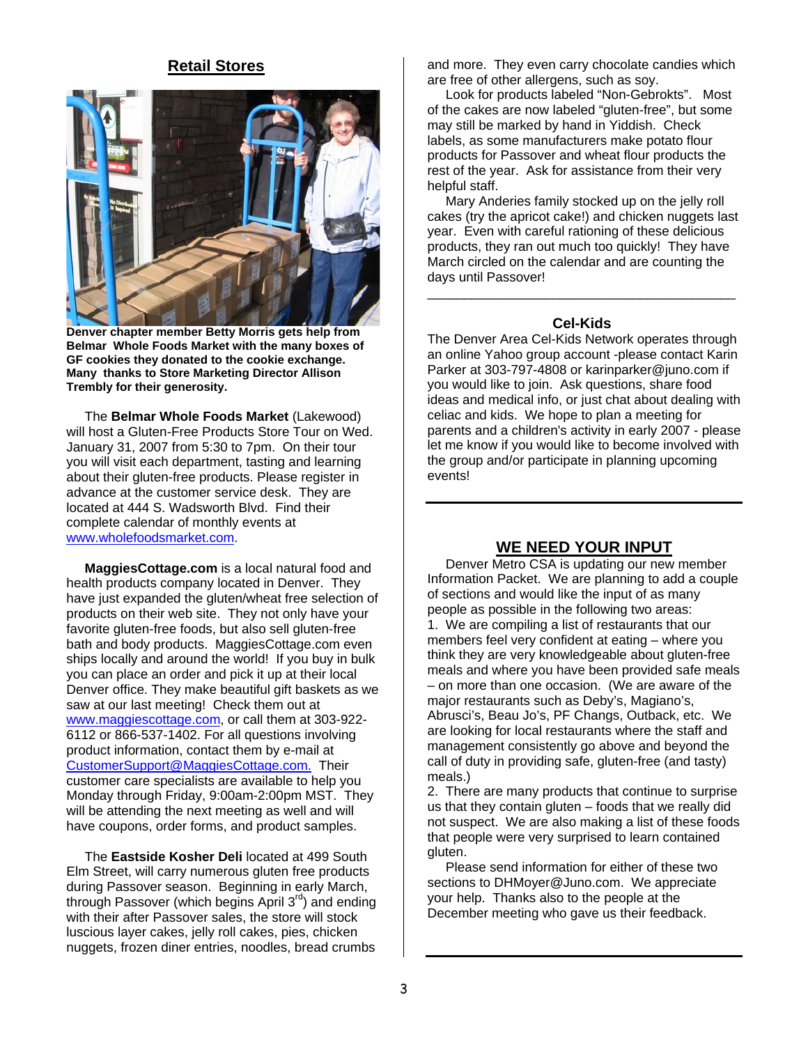## Retail Stores

**Denver chapter member Betty Morris gets help from Belmar Whole Foods Market with the many boxes of GF cookies they donated to the cookie exchange. Many thanks to Store Marketing Director Allison Trembly for their generosity.**

The **Belmar Whole Foods Market** (Lakewood) will host a Gluten-Free Products Store Tour on Wed. January 31, 2007 from 5:30 to 7pm. On their tour you will visit each department, tasting and learning about their gluten-free products. Please register in advance at the customer service desk. They are located at 444 S. Wadsworth Blvd. Find their complete calendar of monthly events at www.wholefoodsmarket.com.

**MaggiesCottage.com** is a local natural food and health products company located in Denver. They have just expanded the gluten/wheat free selection of products on their web site. They not only have your favorite gluten-free foods, but also sell gluten-free bath and body products. MaggiesCottage.com even ships locally and around the world! If you buy in bulk you can place an order and pick it up at their local Denver office. They make beautiful gift baskets as we saw at our last meeting! Check them out at www.maggiescottage.com, or call them at 303-922-6112 or 866-537-1402. For all questions involving product information, contact them by e-mail at CustomerSupport@MaggiesCottage.com. Their customer care specialists are available to help you Monday through Friday, 9:00am-2:00pm MST. They will be attending the next meeting as well and will have coupons, order forms, and product samples.

The **Eastside Kosher Deli** located at 499 South Elm Street, will carry numerous gluten free products during Passover season. Beginning in early March, through Passover (which begins April 3rd) and ending with their after Passover sales, the store will stock luscious layer cakes, jelly roll cakes, pies, chicken nuggets, frozen diner entries, noodles, bread crumbs and more. They even carry chocolate candies which are free of other allergens, such as soy.

Look for products labeled "Non-Gebrokts". Most of the cakes are now labeled "gluten-free", but some may still be marked by hand in Yiddish. Check labels, as some manufacturers make potato flour products for Passover and wheat flour products the rest of the year. Ask for assistance from their very helpful staff.

Mary Anderies family stocked up on the jelly roll cakes (try the apricot cake!) and chicken nuggets last year. Even with careful rationing of these delicious products, they ran out much too quickly! They have March circled on the calendar and are counting the days until Passover!

---

### Cel-Kids

The Denver Area Cel-Kids Network operates through an online Yahoo group account -please contact Karin Parker at 303-797-4808 or karinparker@juno.com if you would like to join. Ask questions, share food ideas and medical info, or just chat about dealing with celiac and kids. We hope to plan a meeting for parents and a children's activity in early 2007 - please let me know if you would like to become involved with the group and/or participate in planning upcoming events!

---

## WE NEED YOUR INPUT

Denver Metro CSA is updating our new member Information Packet. We are planning to add a couple of sections and would like the input of as many people as possible in the following two areas:

1. We are compiling a list of restaurants that our members feel very confident at eating – where you think they are very knowledgeable about gluten-free meals and where you have been provided safe meals – on more than one occasion. (We are aware of the major restaurants such as Deby's, Magiano's, Abrusci's, Beau Jo's, PF Changs, Outback, etc. We are looking for local restaurants where the staff and management consistently go above and beyond the call of duty in providing safe, gluten-free (and tasty) meals.)
2. There are many products that continue to surprise us that they contain gluten – foods that we really did not suspect. We are also making a list of these foods that people were very surprised to learn contained gluten.

Please send information for either of these two sections to DHMoyer@Juno.com. We appreciate your help. Thanks also to the people at the December meeting who gave us their feedback.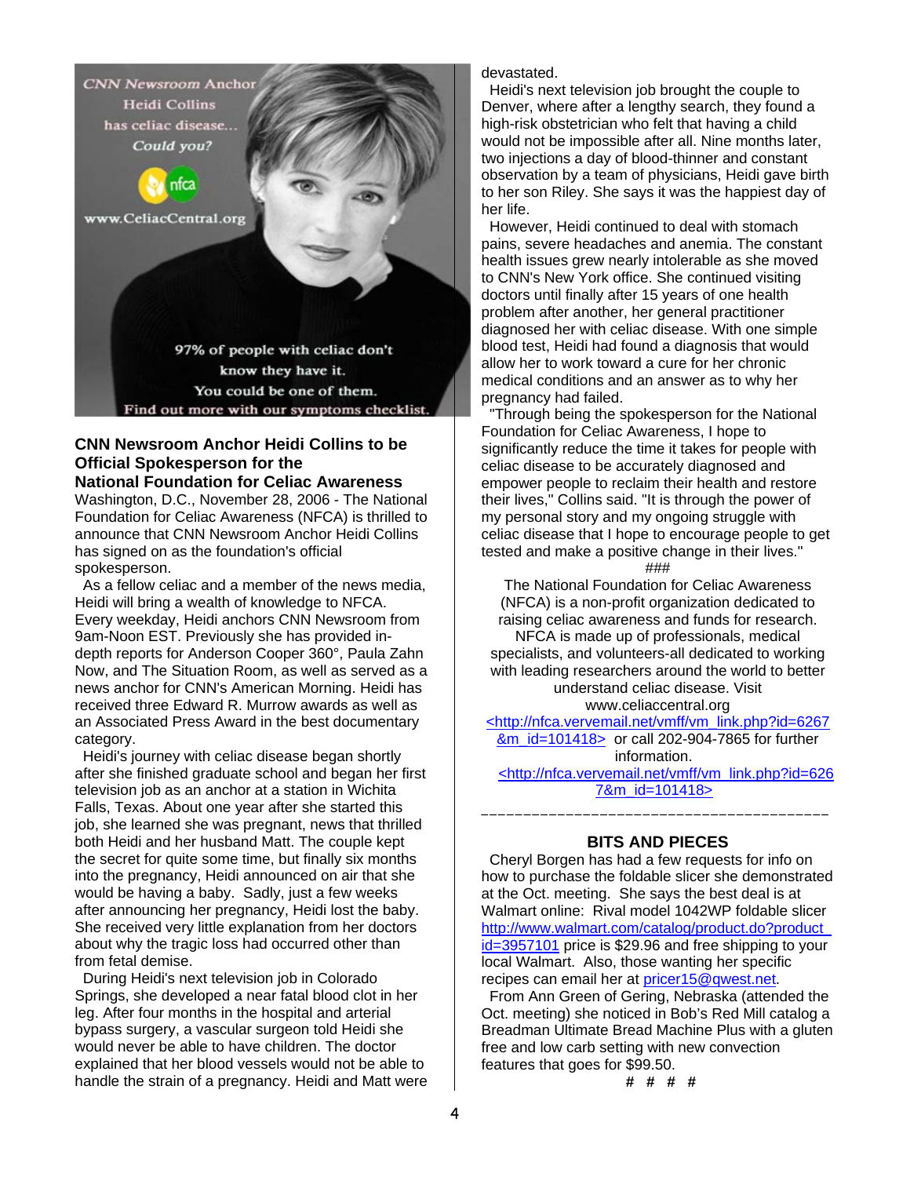CNN Newsroom Anchor Heidi Collins has celiac disease... Could you?

nfca

www.CeliacCentral.org

97% of people with celiac don't know they have it. You could be one of them. Find out more with our symptoms checklist.

**CNN Newsroom Anchor Heidi Collins to be Official Spokesperson for the National Foundation for Celiac Awareness**

Washington, D.C., November 28, 2006 - The National Foundation for Celiac Awareness (NFCA) is thrilled to announce that CNN Newsroom Anchor Heidi Collins has signed on as the foundation's official spokesperson.

As a fellow celiac and a member of the news media, Heidi will bring a wealth of knowledge to NFCA. Every weekday, Heidi anchors CNN Newsroom from 9am-Noon EST. Previously she has provided in-depth reports for Anderson Cooper 360°, Paula Zahn Now, and The Situation Room, as well as served as a news anchor for CNN's American Morning. Heidi has received three Edward R. Murrow awards as well as an Associated Press Award in the best documentary category.

Heidi's journey with celiac disease began shortly after she finished graduate school and began her first television job as an anchor at a station in Wichita Falls, Texas. About one year after she started this job, she learned she was pregnant, news that thrilled both Heidi and her husband Matt. The couple kept the secret for quite some time, but finally six months into the pregnancy, Heidi announced on air that she would be having a baby. Sadly, just a few weeks after announcing her pregnancy, Heidi lost the baby. She received very little explanation from her doctors about why the tragic loss had occurred other than from fetal demise.

During Heidi's next television job in Colorado Springs, she developed a near fatal blood clot in her leg. After four months in the hospital and arterial bypass surgery, a vascular surgeon told Heidi she would never be able to have children. The doctor explained that her blood vessels would not be able to handle the strain of a pregnancy. Heidi and Matt were devastated.

Heidi's next television job brought the couple to Denver, where after a lengthy search, they found a high-risk obstetrician who felt that having a child would not be impossible after all. Nine months later, two injections a day of blood-thinner and constant observation by a team of physicians, Heidi gave birth to her son Riley. She says it was the happiest day of her life.

However, Heidi continued to deal with stomach pains, severe headaches and anemia. The constant health issues grew nearly intolerable as she moved to CNN's New York office. She continued visiting doctors until finally after 15 years of one health problem after another, her general practitioner diagnosed her with celiac disease. With one simple blood test, Heidi had found a diagnosis that would allow her to work toward a cure for her chronic medical conditions and an answer as to why her pregnancy had failed.

"Through being the spokesperson for the National Foundation for Celiac Awareness, I hope to significantly reduce the time it takes for people with celiac disease to be accurately diagnosed and empower people to reclaim their health and restore their lives," Collins said. "It is through the power of my personal story and my ongoing struggle with celiac disease that I hope to encourage people to get tested and make a positive change in their lives."

###

The National Foundation for Celiac Awareness (NFCA) is a non-profit organization dedicated to raising celiac awareness and funds for research. NFCA is made up of professionals, medical specialists, and volunteers-all dedicated to working with leading researchers around the world to better understand celiac disease. Visit www.celiaccentral.org <http://nfca.vervemail.net/vmff/vm_link.php?id=6267&m_id=101418> or call 202-904-7865 for further information. <http://nfca.vervemail.net/vmff/vm_link.php?id=6267&m_id=101418>

---

**BITS AND PIECES**

Cheryl Borgen has had a few requests for info on how to purchase the foldable slicer she demonstrated at the Oct. meeting. She says the best deal is at Walmart online: Rival model 1042WP foldable slicer http://www.walmart.com/catalog/product.do?product_id=3957101 price is $29.96 and free shipping to your local Walmart. Also, those wanting her specific recipes can email her at pricer15@qwest.net.

From Ann Green of Gering, Nebraska (attended the Oct. meeting) she noticed in Bob's Red Mill catalog a Breadman Ultimate Bread Machine Plus with a gluten free and low carb setting with new convection features that goes for $99.50.

# # # #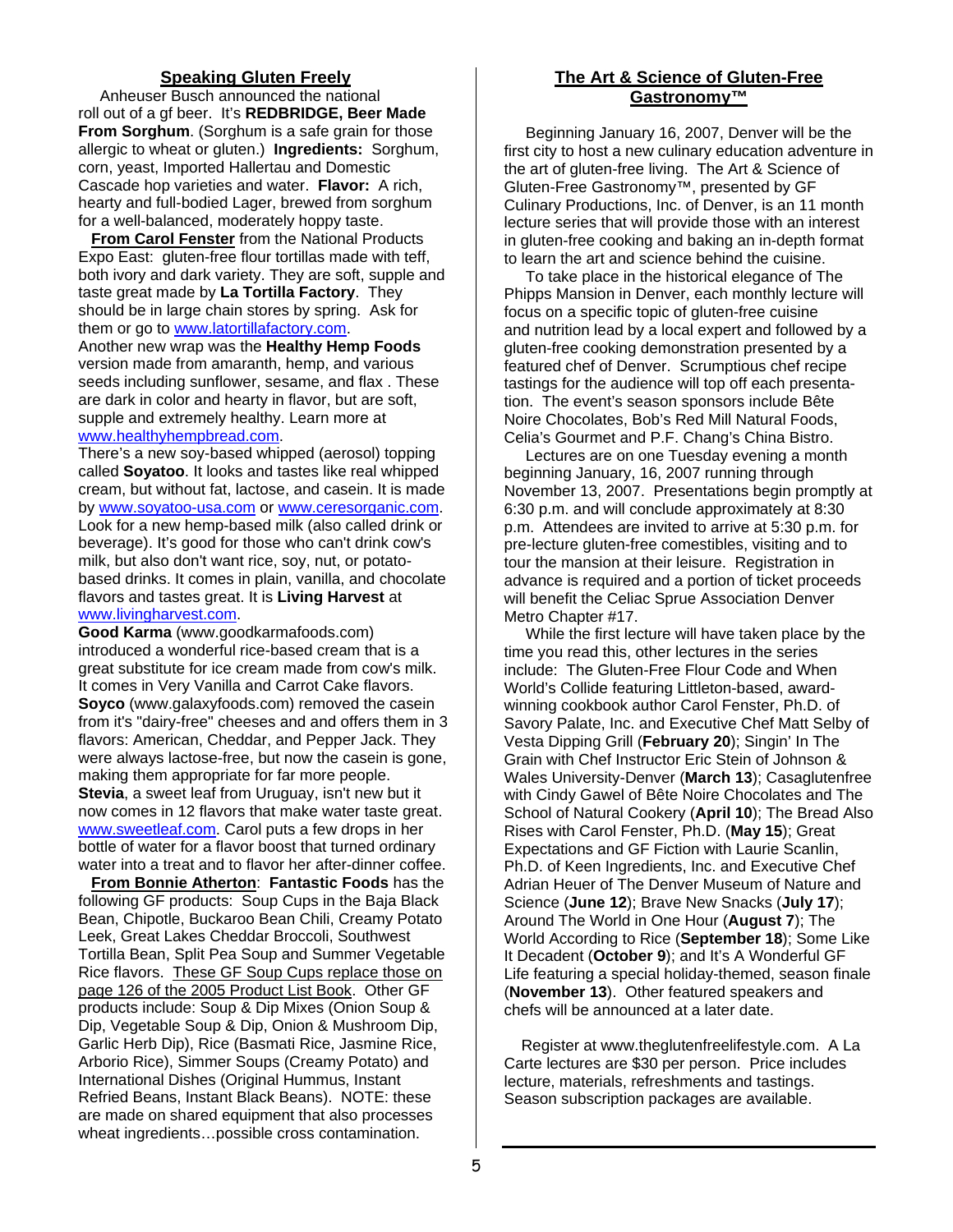## Speaking Gluten Freely

Anheuser Busch announced the national roll out of a gf beer. It's **REDBRIDGE, Beer Made From Sorghum**. (Sorghum is a safe grain for those allergic to wheat or gluten.) **Ingredients:** Sorghum, corn, yeast, Imported Hallertau and Domestic Cascade hop varieties and water. **Flavor:** A rich, hearty and full-bodied Lager, brewed from sorghum for a well-balanced, moderately hoppy taste.

**From Carol Fenster** from the National Products Expo East: gluten-free flour tortillas made with teff, both ivory and dark variety. They are soft, supple and taste great made by **La Tortilla Factory**. They should be in large chain stores by spring. Ask for them or go to www.latortillafactory.com.
Another new wrap was the **Healthy Hemp Foods** version made from amaranth, hemp, and various seeds including sunflower, sesame, and flax . These are dark in color and hearty in flavor, but are soft, supple and extremely healthy. Learn more at www.healthyhempbread.com.
There's a new soy-based whipped (aerosol) topping called **Soyatoo**. It looks and tastes like real whipped cream, but without fat, lactose, and casein. It is made by www.soyatoo-usa.com or www.ceresorganic.com.
Look for a new hemp-based milk (also called drink or beverage). It's good for those who can't drink cow's milk, but also don't want rice, soy, nut, or potato-based drinks. It comes in plain, vanilla, and chocolate flavors and tastes great. It is **Living Harvest** at www.livingharvest.com.
**Good Karma** (www.goodkarmafoods.com) introduced a wonderful rice-based cream that is a great substitute for ice cream made from cow's milk. It comes in Very Vanilla and Carrot Cake flavors.
**Soyco** (www.galaxyfoods.com) removed the casein from it's "dairy-free" cheeses and and offers them in 3 flavors: American, Cheddar, and Pepper Jack. They were always lactose-free, but now the casein is gone, making them appropriate for far more people.
**Stevia**, a sweet leaf from Uruguay, isn't new but it now comes in 12 flavors that make water taste great. www.sweetleaf.com. Carol puts a few drops in her bottle of water for a flavor boost that turned ordinary water into a treat and to flavor her after-dinner coffee.

**From Bonnie Atherton**: **Fantastic Foods** has the following GF products: Soup Cups in the Baja Black Bean, Chipotle, Buckaroo Bean Chili, Creamy Potato Leek, Great Lakes Cheddar Broccoli, Southwest Tortilla Bean, Split Pea Soup and Summer Vegetable Rice flavors. These GF Soup Cups replace those on page 126 of the 2005 Product List Book. Other GF products include: Soup & Dip Mixes (Onion Soup & Dip, Vegetable Soup & Dip, Onion & Mushroom Dip, Garlic Herb Dip), Rice (Basmati Rice, Jasmine Rice, Arborio Rice), Simmer Soups (Creamy Potato) and International Dishes (Original Hummus, Instant Refried Beans, Instant Black Beans). NOTE: these are made on shared equipment that also processes wheat ingredients…possible cross contamination.

## The Art & Science of Gluten-Free Gastronomy™

Beginning January 16, 2007, Denver will be the first city to host a new culinary education adventure in the art of gluten-free living. The Art & Science of Gluten-Free Gastronomy™, presented by GF Culinary Productions, Inc. of Denver, is an 11 month lecture series that will provide those with an interest in gluten-free cooking and baking an in-depth format to learn the art and science behind the cuisine.

To take place in the historical elegance of The Phipps Mansion in Denver, each monthly lecture will focus on a specific topic of gluten-free cuisine and nutrition lead by a local expert and followed by a gluten-free cooking demonstration presented by a featured chef of Denver. Scrumptious chef recipe tastings for the audience will top off each presentation. The event's season sponsors include Bête Noire Chocolates, Bob's Red Mill Natural Foods, Celia's Gourmet and P.F. Chang's China Bistro.

Lectures are on one Tuesday evening a month beginning January, 16, 2007 running through November 13, 2007. Presentations begin promptly at 6:30 p.m. and will conclude approximately at 8:30 p.m. Attendees are invited to arrive at 5:30 p.m. for pre-lecture gluten-free comestibles, visiting and to tour the mansion at their leisure. Registration in advance is required and a portion of ticket proceeds will benefit the Celiac Sprue Association Denver Metro Chapter #17.

While the first lecture will have taken place by the time you read this, other lectures in the series include: The Gluten-Free Flour Code and When World's Collide featuring Littleton-based, award-winning cookbook author Carol Fenster, Ph.D. of Savory Palate, Inc. and Executive Chef Matt Selby of Vesta Dipping Grill (**February 20**); Singin' In The Grain with Chef Instructor Eric Stein of Johnson & Wales University-Denver (**March 13**); Casaglutenfree with Cindy Gawel of Bête Noire Chocolates and The School of Natural Cookery (**April 10**); The Bread Also Rises with Carol Fenster, Ph.D. (**May 15**); Great Expectations and GF Fiction with Laurie Scanlin, Ph.D. of Keen Ingredients, Inc. and Executive Chef Adrian Heuer of The Denver Museum of Nature and Science (**June 12**); Brave New Snacks (**July 17**); Around The World in One Hour (**August 7**); The World According to Rice (**September 18**); Some Like It Decadent (**October 9**); and It's A Wonderful GF Life featuring a special holiday-themed, season finale (**November 13**). Other featured speakers and chefs will be announced at a later date.

Register at www.theglutenfreelifestyle.com. A La Carte lectures are $30 per person. Price includes lecture, materials, refreshments and tastings. Season subscription packages are available.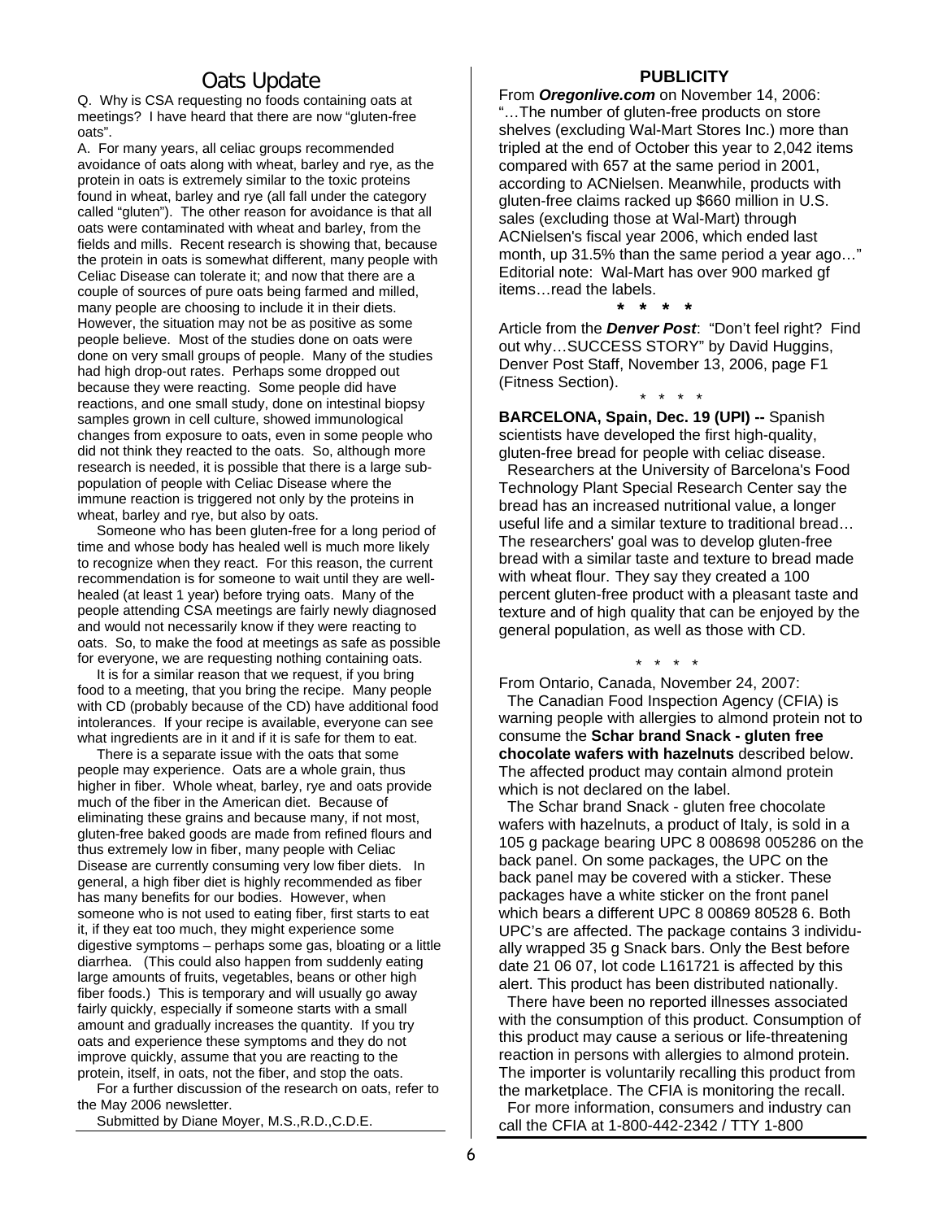# Oats Update

Q. Why is CSA requesting no foods containing oats at meetings? I have heard that there are now "gluten-free oats".

A. For many years, all celiac groups recommended avoidance of oats along with wheat, barley and rye, as the protein in oats is extremely similar to the toxic proteins found in wheat, barley and rye (all fall under the category called "gluten"). The other reason for avoidance is that all oats were contaminated with wheat and barley, from the fields and mills. Recent research is showing that, because the protein in oats is somewhat different, many people with Celiac Disease can tolerate it; and now that there are a couple of sources of pure oats being farmed and milled, many people are choosing to include it in their diets. However, the situation may not be as positive as some people believe. Most of the studies done on oats were done on very small groups of people. Many of the studies had high drop-out rates. Perhaps some dropped out because they were reacting. Some people did have reactions, and one small study, done on intestinal biopsy samples grown in cell culture, showed immunological changes from exposure to oats, even in some people who did not think they reacted to the oats. So, although more research is needed, it is possible that there is a large sub-population of people with Celiac Disease where the immune reaction is triggered not only by the proteins in wheat, barley and rye, but also by oats.

Someone who has been gluten-free for a long period of time and whose body has healed well is much more likely to recognize when they react. For this reason, the current recommendation is for someone to wait until they are well-healed (at least 1 year) before trying oats. Many of the people attending CSA meetings are fairly newly diagnosed and would not necessarily know if they were reacting to oats. So, to make the food at meetings as safe as possible for everyone, we are requesting nothing containing oats.

It is for a similar reason that we request, if you bring food to a meeting, that you bring the recipe. Many people with CD (probably because of the CD) have additional food intolerances. If your recipe is available, everyone can see what ingredients are in it and if it is safe for them to eat.

There is a separate issue with the oats that some people may experience. Oats are a whole grain, thus higher in fiber. Whole wheat, barley, rye and oats provide much of the fiber in the American diet. Because of eliminating these grains and because many, if not most, gluten-free baked goods are made from refined flours and thus extremely low in fiber, many people with Celiac Disease are currently consuming very low fiber diets. In general, a high fiber diet is highly recommended as fiber has many benefits for our bodies. However, when someone who is not used to eating fiber, first starts to eat it, if they eat too much, they might experience some digestive symptoms – perhaps some gas, bloating or a little diarrhea. (This could also happen from suddenly eating large amounts of fruits, vegetables, beans or other high fiber foods.) This is temporary and will usually go away fairly quickly, especially if someone starts with a small amount and gradually increases the quantity. If you try oats and experience these symptoms and they do not improve quickly, assume that you are reacting to the protein, itself, in oats, not the fiber, and stop the oats.

For a further discussion of the research on oats, refer to the May 2006 newsletter.

Submitted by Diane Moyer, M.S.,R.D.,C.D.E.

## PUBLICITY

From ***Oregonlive.com*** on November 14, 2006: "…The number of gluten-free products on store shelves (excluding Wal-Mart Stores Inc.) more than tripled at the end of October this year to 2,042 items compared with 657 at the same period in 2001, according to ACNielsen. Meanwhile, products with gluten-free claims racked up $660 million in U.S. sales (excluding those at Wal-Mart) through ACNielsen's fiscal year 2006, which ended last month, up 31.5% than the same period a year ago…" Editorial note: Wal-Mart has over 900 marked gf items…read the labels.

**\* \* \* \***

Article from the ***Denver Post***: "Don't feel right? Find out why…SUCCESS STORY" by David Huggins, Denver Post Staff, November 13, 2006, page F1 (Fitness Section).

\* \* \* \*

**BARCELONA, Spain, Dec. 19 (UPI) --** Spanish scientists have developed the first high-quality, gluten-free bread for people with celiac disease.

Researchers at the University of Barcelona's Food Technology Plant Special Research Center say the bread has an increased nutritional value, a longer useful life and a similar texture to traditional bread… The researchers' goal was to develop gluten-free bread with a similar taste and texture to bread made with wheat flour. They say they created a 100 percent gluten-free product with a pleasant taste and texture and of high quality that can be enjoyed by the general population, as well as those with CD.

\* \* \* \*

From Ontario, Canada, November 24, 2007:

The Canadian Food Inspection Agency (CFIA) is warning people with allergies to almond protein not to consume the **Schar brand Snack - gluten free chocolate wafers with hazelnuts** described below. The affected product may contain almond protein which is not declared on the label.

The Schar brand Snack - gluten free chocolate wafers with hazelnuts, a product of Italy, is sold in a 105 g package bearing UPC 8 008698 005286 on the back panel. On some packages, the UPC on the back panel may be covered with a sticker. These packages have a white sticker on the front panel which bears a different UPC 8 00869 80528 6. Both UPC's are affected. The package contains 3 individually wrapped 35 g Snack bars. Only the Best before date 21 06 07, lot code L161721 is affected by this alert. This product has been distributed nationally.

There have been no reported illnesses associated with the consumption of this product. Consumption of this product may cause a serious or life-threatening reaction in persons with allergies to almond protein. The importer is voluntarily recalling this product from the marketplace. The CFIA is monitoring the recall.

For more information, consumers and industry can call the CFIA at 1-800-442-2342 / TTY 1-800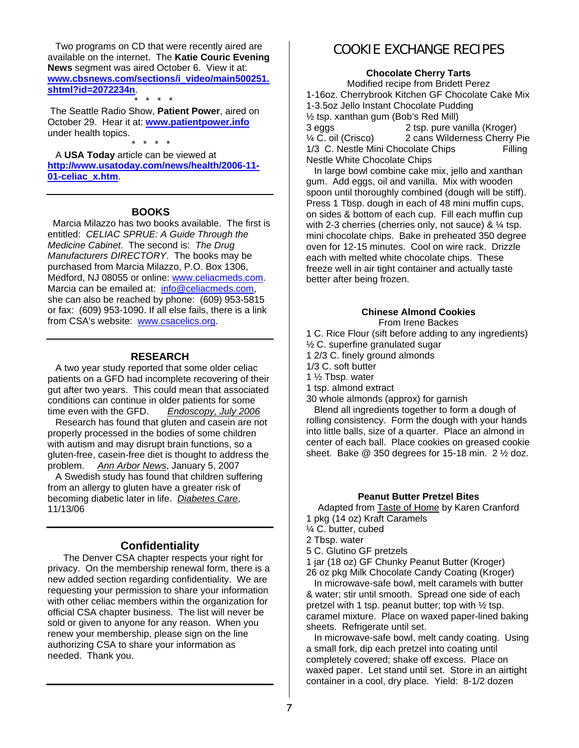Two programs on CD that were recently aired are available on the internet. The **Katie Couric Evening News** segment was aired October 6. View it at: **www.cbsnews.com/sections/i_video/main500251.shtml?id=2072234n**.

\* \* \* \*

The Seattle Radio Show, **Patient Power**, aired on October 29. Hear it at: **www.patientpower.info** under health topics.

\* \* \* \*

A **USA Today** article can be viewed at **http://www.usatoday.com/news/health/2006-11-01-celiac_x.htm**.

---

## BOOKS

Marcia Milazzo has two books available. The first is entitled: *CELIAC SPRUE: A Guide Through the Medicine Cabinet*. The second is: *The Drug Manufacturers DIRECTORY*. The books may be purchased from Marcia Milazzo, P.O. Box 1306, Medford, NJ 08055 or online: www.celiacmeds.com. Marcia can be emailed at: info@celiacmeds.com, she can also be reached by phone: (609) 953-5815 or fax: (609) 953-1090. If all else fails, there is a link from CSA's website: www.csacelics.org.

---

## RESEARCH

A two year study reported that some older celiac patients on a GFD had incomplete recovering of their gut after two years. This could mean that associated conditions can continue in older patients for some time even with the GFD. *Endoscopy, July 2006*

Research has found that gluten and casein are not properly processed in the bodies of some children with autism and may disrupt brain functions, so a gluten-free, casein-free diet is thought to address the problem. *Ann Arbor News*, January 5, 2007

A Swedish study has found that children suffering from an allergy to gluten have a greater risk of becoming diabetic later in life. *Diabetes Care*, 11/13/06

---

## Confidentiality

The Denver CSA chapter respects your right for privacy. On the membership renewal form, there is a new added section regarding confidentiality. We are requesting your permission to share your information with other celiac members within the organization for official CSA chapter business. The list will never be sold or given to anyone for any reason. When you renew your membership, please sign on the line authorizing CSA to share your information as needed. Thank you.

---

# COOKIE EXCHANGE RECIPES

### Chocolate Cherry Tarts

Modified recipe from Bridett Perez

1-16oz. Cherrybrook Kitchen GF Chocolate Cake Mix
1-3.5oz Jello Instant Chocolate Pudding
½ tsp. xanthan gum (Bob's Red Mill)
3 eggs
¼ C. oil (Crisco)
2 tsp. pure vanilla (Kroger)
2 cans Wilderness Cherry Pie Filling
1/3 C. Nestle Mini Chocolate Chips
Nestle White Chocolate Chips

In large bowl combine cake mix, jello and xanthan gum. Add eggs, oil and vanilla. Mix with wooden spoon until thoroughly combined (dough will be stiff). Press 1 Tbsp. dough in each of 48 mini muffin cups, on sides & bottom of each cup. Fill each muffin cup with 2-3 cherries (cherries only, not sauce) & ¼ tsp. mini chocolate chips. Bake in preheated 350 degree oven for 12-15 minutes. Cool on wire rack. Drizzle each with melted white chocolate chips. These freeze well in air tight container and actually taste better after being frozen.

### Chinese Almond Cookies

From Irene Backes

1 C. Rice Flour (sift before adding to any ingredients)
½ C. superfine granulated sugar
1 2/3 C. finely ground almonds
1/3 C. soft butter
1 ½ Tbsp. water
1 tsp. almond extract
30 whole almonds (approx) for garnish

Blend all ingredients together to form a dough of rolling consistency. Form the dough with your hands into little balls, size of a quarter. Place an almond in center of each ball. Place cookies on greased cookie sheet. Bake @ 350 degrees for 15-18 min. 2 ½ doz.

### Peanut Butter Pretzel Bites

Adapted from Taste of Home by Karen Cranford

1 pkg (14 oz) Kraft Caramels
¼ C. butter, cubed
2 Tbsp. water
5 C. Glutino GF pretzels
1 jar (18 oz) GF Chunky Peanut Butter (Kroger)
26 oz pkg Milk Chocolate Candy Coating (Kroger)

In microwave-safe bowl, melt caramels with butter & water; stir until smooth. Spread one side of each pretzel with 1 tsp. peanut butter; top with ½ tsp. caramel mixture. Place on waxed paper-lined baking sheets. Refrigerate until set.

In microwave-safe bowl, melt candy coating. Using a small fork, dip each pretzel into coating until completely covered; shake off excess. Place on waxed paper. Let stand until set. Store in an airtight container in a cool, dry place. Yield: 8-1/2 dozen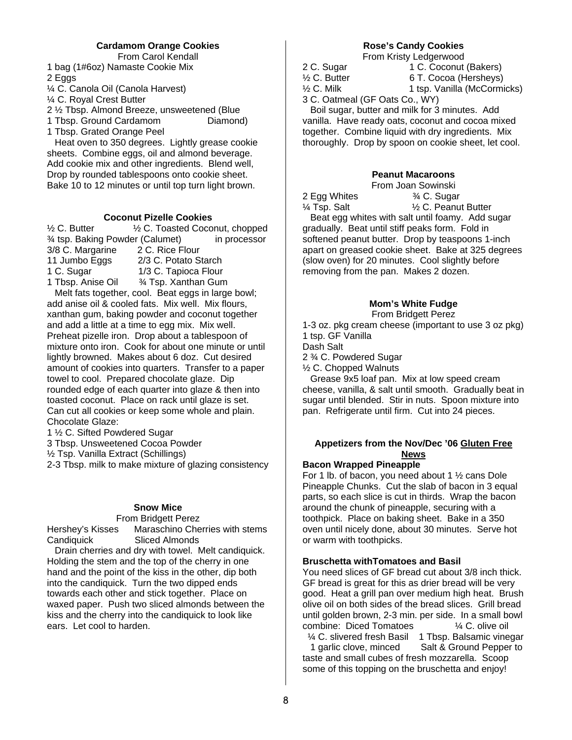### Cardamom Orange Cookies

From Carol Kendall

1 bag (1#6oz) Namaste Cookie Mix
2 Eggs
¼ C. Canola Oil (Canola Harvest)
¼ C. Royal Crest Butter
2 ½ Tbsp. Almond Breeze, unsweetened (Blue Diamond)
1 Tbsp. Ground Cardamom
1 Tbsp. Grated Orange Peel

Heat oven to 350 degrees. Lightly grease cookie sheets. Combine eggs, oil and almond beverage. Add cookie mix and other ingredients. Blend well, Drop by rounded tablespoons onto cookie sheet. Bake 10 to 12 minutes or until top turn light brown.

### Coconut Pizelle Cookies

½ C. Butter
¾ tsp. Baking Powder (Calumet)
3/8 C. Margarine
11 Jumbo Eggs
1 C. Sugar
1 Tbsp. Anise Oil
½ C. Toasted Coconut, chopped in processor
2 C. Rice Flour
2/3 C. Potato Starch
1/3 C. Tapioca Flour
¾ Tsp. Xanthan Gum

Melt fats together, cool. Beat eggs in large bowl; add anise oil & cooled fats. Mix well. Mix flours, xanthan gum, baking powder and coconut together and add a little at a time to egg mix. Mix well. Preheat pizelle iron. Drop about a tablespoon of mixture onto iron. Cook for about one minute or until lightly browned. Makes about 6 doz. Cut desired amount of cookies into quarters. Transfer to a paper towel to cool. Prepared chocolate glaze. Dip rounded edge of each quarter into glaze & then into toasted coconut. Place on rack until glaze is set. Can cut all cookies or keep some whole and plain.

Chocolate Glaze:
1 ½ C. Sifted Powdered Sugar
3 Tbsp. Unsweetened Cocoa Powder
½ Tsp. Vanilla Extract (Schillings)
2-3 Tbsp. milk to make mixture of glazing consistency

### Snow Mice

From Bridgett Perez

Hershey's Kisses
Candiquick
Maraschino Cherries with stems
Sliced Almonds

Drain cherries and dry with towel. Melt candiquick. Holding the stem and the top of the cherry in one hand and the point of the kiss in the other, dip both into the candiquick. Turn the two dipped ends towards each other and stick together. Place on waxed paper. Push two sliced almonds between the kiss and the cherry into the candiquick to look like ears. Let cool to harden.

### Rose's Candy Cookies

From Kristy Ledgerwood

2 C. Sugar
½ C. Butter
½ C. Milk
1 C. Coconut (Bakers)
6 T. Cocoa (Hersheys)
1 tsp. Vanilla (McCormicks)
3 C. Oatmeal (GF Oats Co., WY)

Boil sugar, butter and milk for 3 minutes. Add vanilla. Have ready oats, coconut and cocoa mixed together. Combine liquid with dry ingredients. Mix thoroughly. Drop by spoon on cookie sheet, let cool.

### Peanut Macaroons

From Joan Sowinski

2 Egg Whites
¼ Tsp. Salt
¾ C. Sugar
½ C. Peanut Butter

Beat egg whites with salt until foamy. Add sugar gradually. Beat until stiff peaks form. Fold in softened peanut butter. Drop by teaspoons 1-inch apart on greased cookie sheet. Bake at 325 degrees (slow oven) for 20 minutes. Cool slightly before removing from the pan. Makes 2 dozen.

### Mom's White Fudge

From Bridgett Perez

1-3 oz. pkg cream cheese (important to use 3 oz pkg)
1 tsp. GF Vanilla
Dash Salt
2 ¾ C. Powdered Sugar
½ C. Chopped Walnuts

Grease 9x5 loaf pan. Mix at low speed cream cheese, vanilla, & salt until smooth. Gradually beat in sugar until blended. Stir in nuts. Spoon mixture into pan. Refrigerate until firm. Cut into 24 pieces.

### Appetizers from the Nov/Dec '06 Gluten Free News

**Bacon Wrapped Pineapple**

For 1 lb. of bacon, you need about 1 ½ cans Dole Pineapple Chunks. Cut the slab of bacon in 3 equal parts, so each slice is cut in thirds. Wrap the bacon around the chunk of pineapple, securing with a toothpick. Place on baking sheet. Bake in a 350 oven until nicely done, about 30 minutes. Serve hot or warm with toothpicks.

**Bruschetta withTomatoes and Basil**

You need slices of GF bread cut about 3/8 inch thick. GF bread is great for this as drier bread will be very good. Heat a grill pan over medium high heat. Brush olive oil on both sides of the bread slices. Grill bread until golden brown, 2-3 min. per side. In a small bowl combine: Diced Tomatoes ¼ C. olive oil ¼ C. slivered fresh Basil 1 Tbsp. Balsamic vinegar 1 garlic clove, minced Salt & Ground Pepper to taste and small cubes of fresh mozzarella. Scoop some of this topping on the bruschetta and enjoy!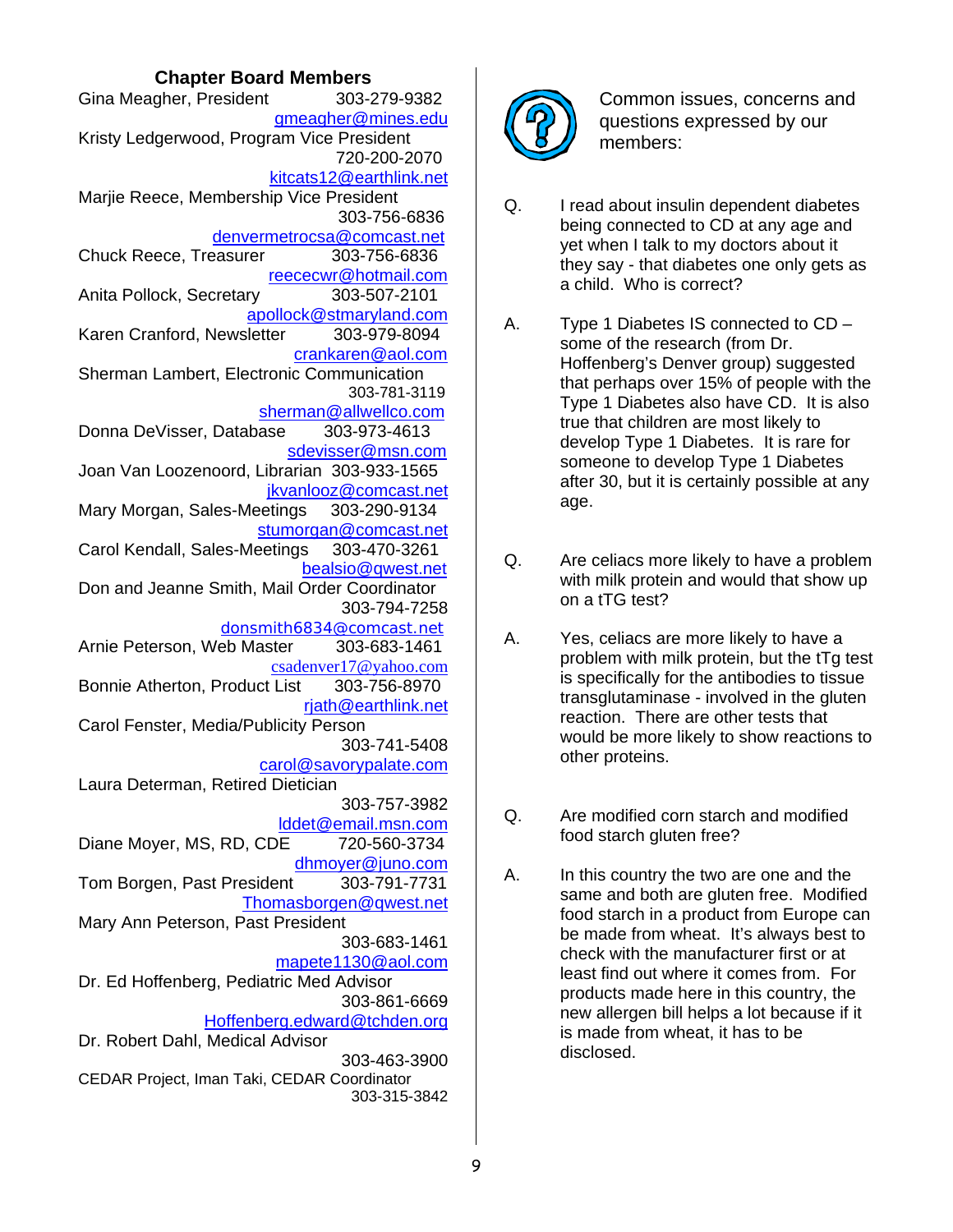## Chapter Board Members

Gina Meagher, President 303-279-9382
gmeagher@mines.edu

Kristy Ledgerwood, Program Vice President 720-200-2070
kitcats12@earthlink.net

Marjie Reece, Membership Vice President 303-756-6836
denvermetrocsa@comcast.net

Chuck Reece, Treasurer 303-756-6836
reececwr@hotmail.com

Anita Pollock, Secretary 303-507-2101
apollock@stmaryland.com

Karen Cranford, Newsletter 303-979-8094
crankaren@aol.com

Sherman Lambert, Electronic Communication 303-781-3119
sherman@allwellco.com

Donna DeVisser, Database 303-973-4613
sdevisser@msn.com

Joan Van Loozenoord, Librarian 303-933-1565
jkvanlooz@comcast.net

Mary Morgan, Sales-Meetings 303-290-9134
stumorgan@comcast.net

Carol Kendall, Sales-Meetings 303-470-3261
bealsio@qwest.net

Don and Jeanne Smith, Mail Order Coordinator 303-794-7258
donsmith6834@comcast.net

Arnie Peterson, Web Master 303-683-1461
csadenver17@yahoo.com

Bonnie Atherton, Product List 303-756-8970
rjath@earthlink.net

Carol Fenster, Media/Publicity Person 303-741-5408
carol@savorypalate.com

Laura Determan, Retired Dietician 303-757-3982
lddet@email.msn.com

Diane Moyer, MS, RD, CDE 720-560-3734
dhmoyer@juno.com

Tom Borgen, Past President 303-791-7731
Thomasborgen@qwest.net

Mary Ann Peterson, Past President 303-683-1461
mapete1130@aol.com

Dr. Ed Hoffenberg, Pediatric Med Advisor 303-861-6669
Hoffenberg.edward@tchden.org

Dr. Robert Dahl, Medical Advisor 303-463-3900

CEDAR Project, Iman Taki, CEDAR Coordinator 303-315-3842

Common issues, concerns and questions expressed by our members:

Q. I read about insulin dependent diabetes being connected to CD at any age and yet when I talk to my doctors about it they say - that diabetes one only gets as a child. Who is correct?

A. Type 1 Diabetes IS connected to CD – some of the research (from Dr. Hoffenberg's Denver group) suggested that perhaps over 15% of people with the Type 1 Diabetes also have CD. It is also true that children are most likely to develop Type 1 Diabetes. It is rare for someone to develop Type 1 Diabetes after 30, but it is certainly possible at any age.

Q. Are celiacs more likely to have a problem with milk protein and would that show up on a tTG test?

A. Yes, celiacs are more likely to have a problem with milk protein, but the tTg test is specifically for the antibodies to tissue transglutaminase - involved in the gluten reaction. There are other tests that would be more likely to show reactions to other proteins.

Q. Are modified corn starch and modified food starch gluten free?

A. In this country the two are one and the same and both are gluten free. Modified food starch in a product from Europe can be made from wheat. It's always best to check with the manufacturer first or at least find out where it comes from. For products made here in this country, the new allergen bill helps a lot because if it is made from wheat, it has to be disclosed.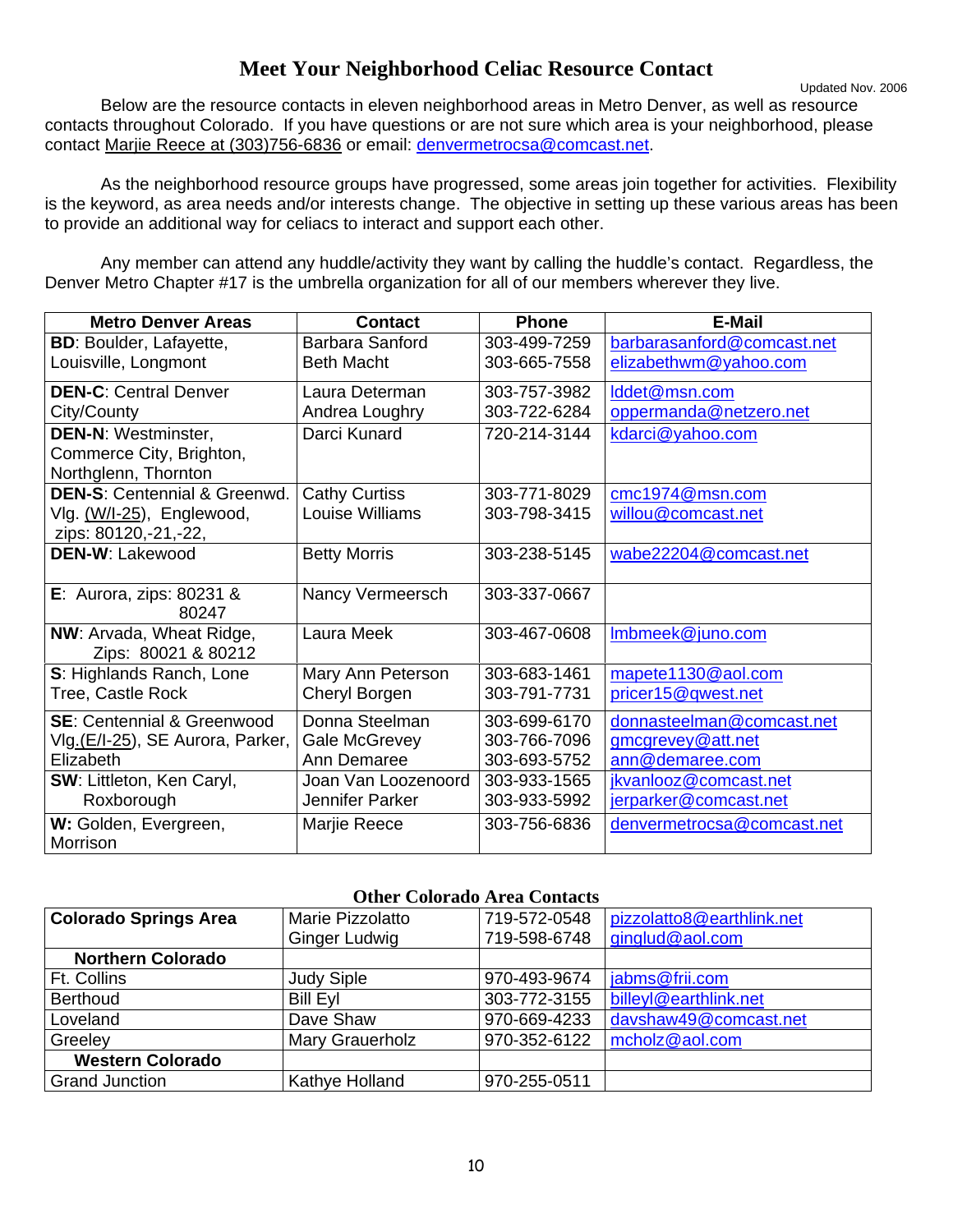# Meet Your Neighborhood Celiac Resource Contact

Updated Nov. 2006

Below are the resource contacts in eleven neighborhood areas in Metro Denver, as well as resource contacts throughout Colorado. If you have questions or are not sure which area is your neighborhood, please contact Marjie Reece at (303)756-6836 or email: denvermetrocsa@comcast.net.

As the neighborhood resource groups have progressed, some areas join together for activities. Flexibility is the keyword, as area needs and/or interests change. The objective in setting up these various areas has been to provide an additional way for celiacs to interact and support each other.

Any member can attend any huddle/activity they want by calling the huddle's contact. Regardless, the Denver Metro Chapter #17 is the umbrella organization for all of our members wherever they live.

| Metro Denver Areas | Contact | Phone | E-Mail |
|---|---|---|---|
| **BD**: Boulder, Lafayette, Louisville, Longmont | Barbara Sanford<br>Beth Macht | 303-499-7259<br>303-665-7558 | barbarasanford@comcast.net<br>elizabethwm@yahoo.com |
| **DEN-C**: Central Denver City/County | Laura Determan<br>Andrea Loughry | 303-757-3982<br>303-722-6284 | lddet@msn.com<br>oppermanda@netzero.net |
| **DEN-N**: Westminster, Commerce City, Brighton, Northglenn, Thornton | Darci Kunard | 720-214-3144 | kdarci@yahoo.com |
| **DEN-S**: Centennial & Greenwd. Vlg. (W/I-25), Englewood, zips: 80120,-21,-22, | Cathy Curtiss<br>Louise Williams | 303-771-8029<br>303-798-3415 | cmc1974@msn.com<br>willou@comcast.net |
| **DEN-W**: Lakewood | Betty Morris | 303-238-5145 | wabe22204@comcast.net |
| **E**: Aurora, zips: 80231 & 80247 | Nancy Vermeersch | 303-337-0667 | |
| **NW**: Arvada, Wheat Ridge, Zips: 80021 & 80212 | Laura Meek | 303-467-0608 | lmbmeek@juno.com |
| **S**: Highlands Ranch, Lone Tree, Castle Rock | Mary Ann Peterson<br>Cheryl Borgen | 303-683-1461<br>303-791-7731 | mapete1130@aol.com<br>pricer15@qwest.net |
| **SE**: Centennial & Greenwood Vlg.(E/I-25), SE Aurora, Parker, Elizabeth | Donna Steelman<br>Gale McGrevey<br>Ann Demaree | 303-699-6170<br>303-766-7096<br>303-693-5752 | donnasteelman@comcast.net<br>gmcgrevey@att.net<br>ann@demaree.com |
| **SW**: Littleton, Ken Caryl, Roxborough | Joan Van Loozenoord<br>Jennifer Parker | 303-933-1565<br>303-933-5992 | jkvanlooz@comcast.net<br>jerparker@comcast.net |
| **W:** Golden, Evergreen, Morrison | Marjie Reece | 303-756-6836 | denvermetrocsa@comcast.net |

## Other Colorado Area Contacts

| | | | |
|---|---|---|---|
| **Colorado Springs Area** | Marie Pizzolatto<br>Ginger Ludwig | 719-572-0548<br>719-598-6748 | pizzolatto8@earthlink.net<br>ginglud@aol.com |
| **Northern Colorado** | | | |
| Ft. Collins | Judy Siple | 970-493-9674 | jabms@frii.com |
| Berthoud | Bill Eyl | 303-772-3155 | billeyl@earthlink.net |
| Loveland | Dave Shaw | 970-669-4233 | davshaw49@comcast.net |
| Greeley | Mary Grauerholz | 970-352-6122 | mcholz@aol.com |
| **Western Colorado** | | | |
| Grand Junction | Kathye Holland | 970-255-0511 | |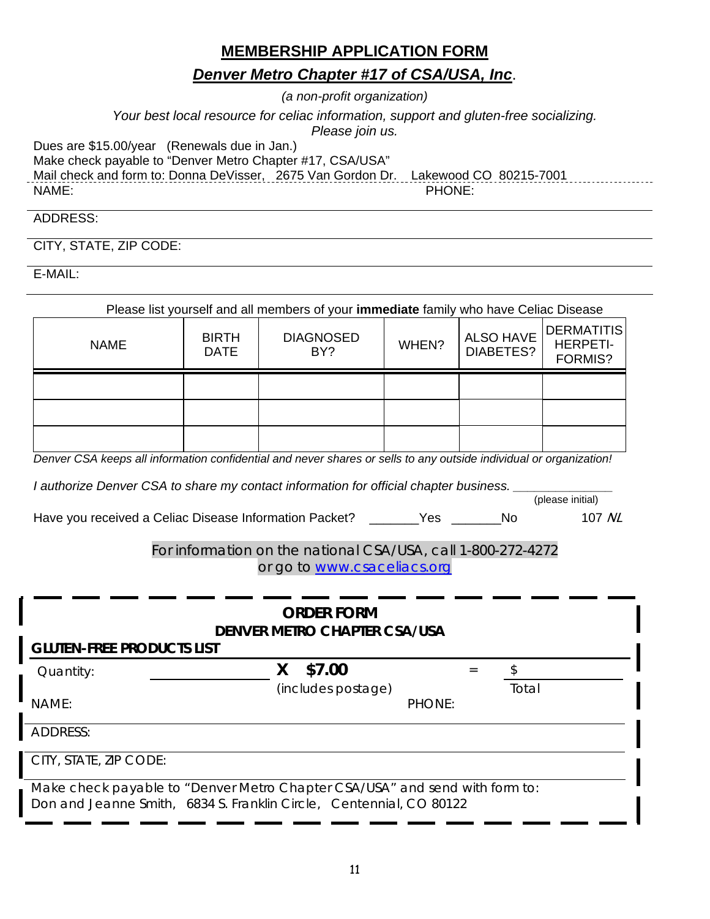# MEMBERSHIP APPLICATION FORM

## *Denver Metro Chapter #17 of CSA/USA, Inc*.

*(a non-profit organization)*

*Your best local resource for celiac information, support and gluten-free socializing.*
*Please join us.*

Dues are $15.00/year (Renewals due in Jan.)
Make check payable to "Denver Metro Chapter #17, CSA/USA"
Mail check and form to: Donna DeVisser, 2675 Van Gordon Dr. Lakewood CO 80215-7001

NAME: PHONE:

ADDRESS:

CITY, STATE, ZIP CODE:

E-MAIL:

Please list yourself and all members of your **immediate** family who have Celiac Disease

| NAME | BIRTH DATE | DIAGNOSED BY? | WHEN? | ALSO HAVE DIABETES? | DERMATITIS HERPETI-FORMIS? |
|---|---|---|---|---|---|
| | | | | | |
| | | | | | |
| | | | | | |

*Denver CSA keeps all information confidential and never shares or sells to any outside individual or organization!*

*I authorize Denver CSA to share my contact information for official chapter business.* ______________
(please initial)

Have you received a Celiac Disease Information Packet? _______Yes _______No 107 *NL*

For information on the national CSA/USA, call 1-800-272-4272
or go to www.csaceliacs.org

---

## ORDER FORM
### DENVER METRO CHAPTER CSA/USA

**GLUTEN-FREE PRODUCTS LIST**

Quantity: ______________ **X $7.00** = $______________
(includes postage) Total

NAME: PHONE:

ADDRESS:

CITY, STATE, ZIP CODE:

Make check payable to "Denver Metro Chapter CSA/USA" and send with form to:
Don and Jeanne Smith, 6834 S. Franklin Circle, Centennial, CO 80122